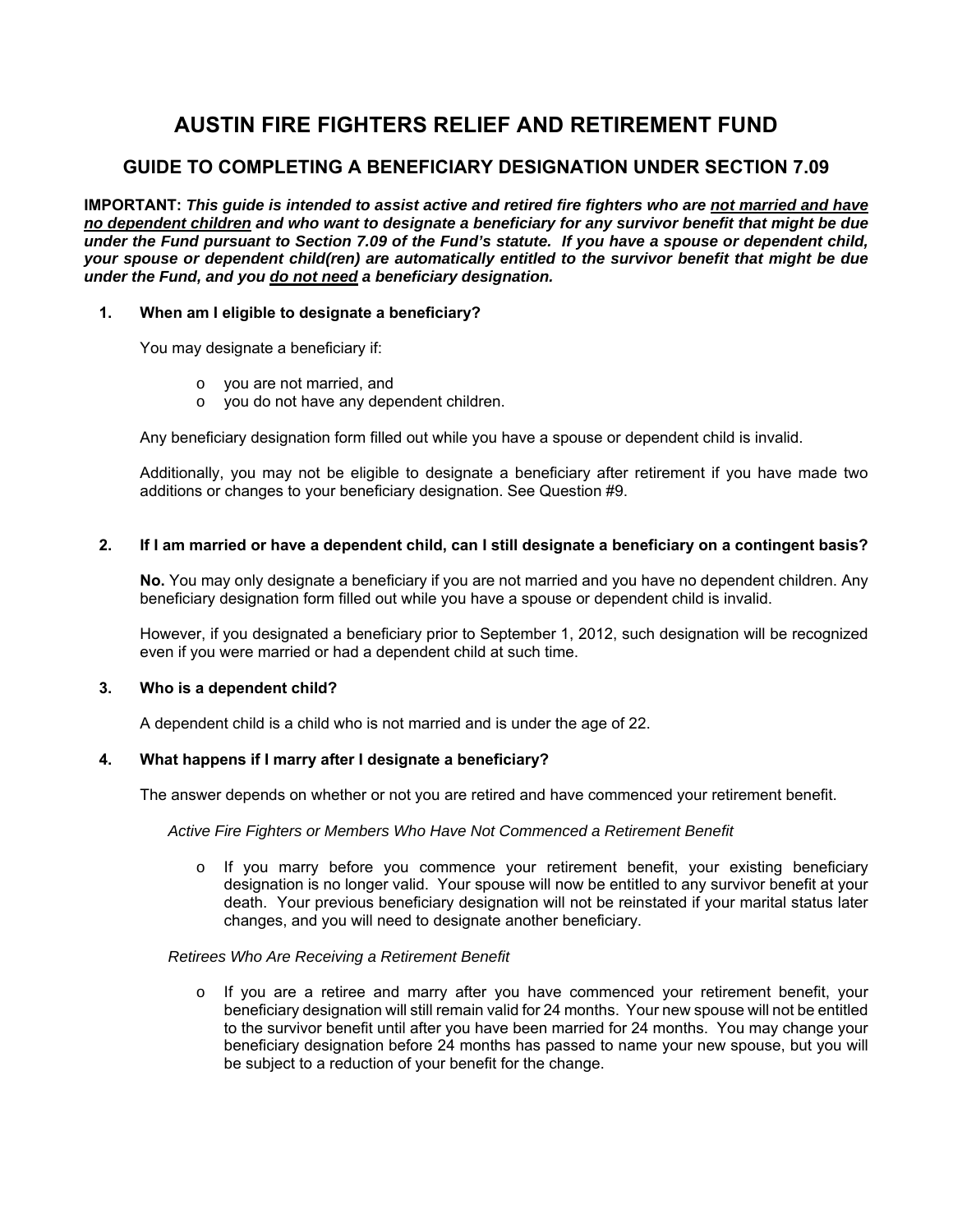# AUSTIN FIRE FIGHTERS RELIEF AND RETIREMENT FUND

## GUIDE TO COMPLETING A BENEFICIARY DESIGNATION UNDER SECTION 7.09

**IMPORTANT:** ***This guide is intended to assist active and retired fire fighters who are <u>not married and have no dependent children</u> and who want to designate a beneficiary for any survivor benefit that might be due under the Fund pursuant to Section 7.09 of the Fund's statute. If you have a spouse or dependent child, your spouse or dependent child(ren) are automatically entitled to the survivor benefit that might be due under the Fund, and you <u>do not need</u> a beneficiary designation.***

### 1. When am I eligible to designate a beneficiary?

You may designate a beneficiary if:

- you are not married, and
- you do not have any dependent children.

Any beneficiary designation form filled out while you have a spouse or dependent child is invalid.

Additionally, you may not be eligible to designate a beneficiary after retirement if you have made two additions or changes to your beneficiary designation. See Question #9.

### 2. If I am married or have a dependent child, can I still designate a beneficiary on a contingent basis?

**No.** You may only designate a beneficiary if you are not married and you have no dependent children. Any beneficiary designation form filled out while you have a spouse or dependent child is invalid.

However, if you designated a beneficiary prior to September 1, 2012, such designation will be recognized even if you were married or had a dependent child at such time.

### 3. Who is a dependent child?

A dependent child is a child who is not married and is under the age of 22.

### 4. What happens if I marry after I designate a beneficiary?

The answer depends on whether or not you are retired and have commenced your retirement benefit.

*Active Fire Fighters or Members Who Have Not Commenced a Retirement Benefit*

- If you marry before you commence your retirement benefit, your existing beneficiary designation is no longer valid. Your spouse will now be entitled to any survivor benefit at your death. Your previous beneficiary designation will not be reinstated if your marital status later changes, and you will need to designate another beneficiary.

*Retirees Who Are Receiving a Retirement Benefit*

- If you are a retiree and marry after you have commenced your retirement benefit, your beneficiary designation will still remain valid for 24 months. Your new spouse will not be entitled to the survivor benefit until after you have been married for 24 months. You may change your beneficiary designation before 24 months has passed to name your new spouse, but you will be subject to a reduction of your benefit for the change.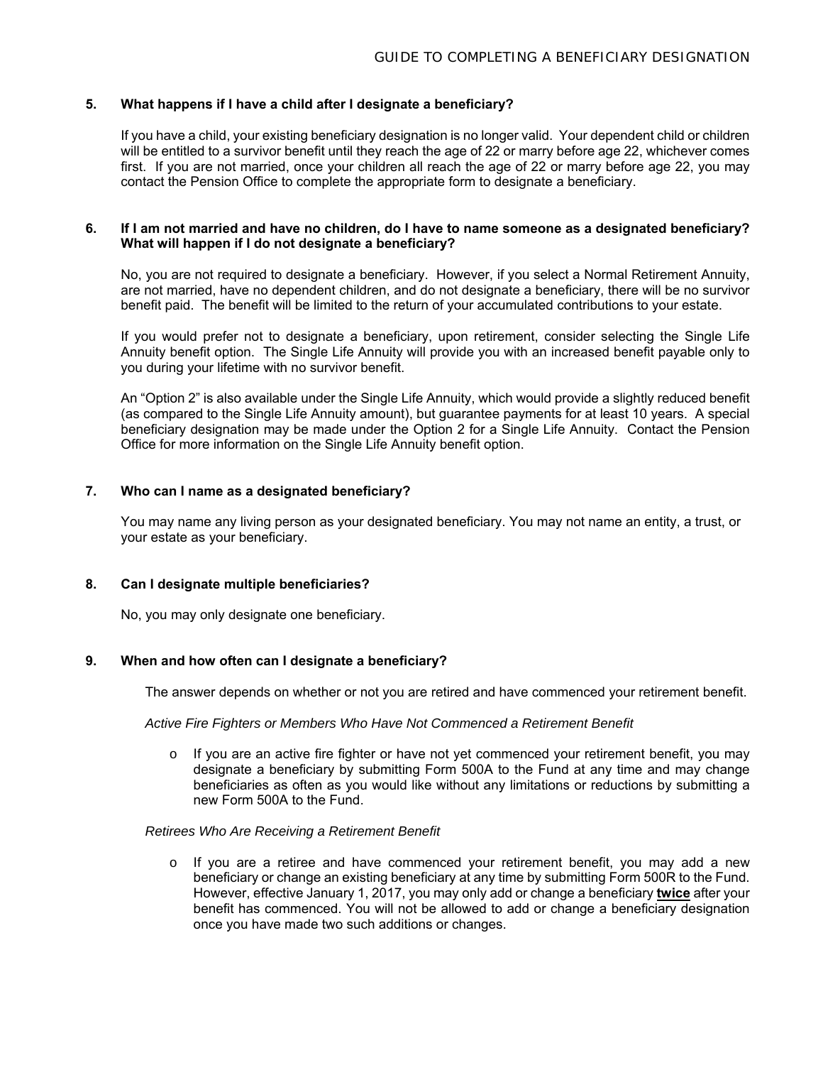**5. What happens if I have a child after I designate a beneficiary?**

If you have a child, your existing beneficiary designation is no longer valid. Your dependent child or children will be entitled to a survivor benefit until they reach the age of 22 or marry before age 22, whichever comes first. If you are not married, once your children all reach the age of 22 or marry before age 22, you may contact the Pension Office to complete the appropriate form to designate a beneficiary.

**6. If I am not married and have no children, do I have to name someone as a designated beneficiary? What will happen if I do not designate a beneficiary?**

No, you are not required to designate a beneficiary. However, if you select a Normal Retirement Annuity, are not married, have no dependent children, and do not designate a beneficiary, there will be no survivor benefit paid. The benefit will be limited to the return of your accumulated contributions to your estate.

If you would prefer not to designate a beneficiary, upon retirement, consider selecting the Single Life Annuity benefit option. The Single Life Annuity will provide you with an increased benefit payable only to you during your lifetime with no survivor benefit.

An "Option 2" is also available under the Single Life Annuity, which would provide a slightly reduced benefit (as compared to the Single Life Annuity amount), but guarantee payments for at least 10 years. A special beneficiary designation may be made under the Option 2 for a Single Life Annuity. Contact the Pension Office for more information on the Single Life Annuity benefit option.

**7. Who can I name as a designated beneficiary?**

You may name any living person as your designated beneficiary. You may not name an entity, a trust, or your estate as your beneficiary.

**8. Can I designate multiple beneficiaries?**

No, you may only designate one beneficiary.

**9. When and how often can I designate a beneficiary?**

The answer depends on whether or not you are retired and have commenced your retirement benefit.

*Active Fire Fighters or Members Who Have Not Commenced a Retirement Benefit*

- If you are an active fire fighter or have not yet commenced your retirement benefit, you may designate a beneficiary by submitting Form 500A to the Fund at any time and may change beneficiaries as often as you would like without any limitations or reductions by submitting a new Form 500A to the Fund.

*Retirees Who Are Receiving a Retirement Benefit*

- If you are a retiree and have commenced your retirement benefit, you may add a new beneficiary or change an existing beneficiary at any time by submitting Form 500R to the Fund. However, effective January 1, 2017, you may only add or change a beneficiary **twice** after your benefit has commenced. You will not be allowed to add or change a beneficiary designation once you have made two such additions or changes.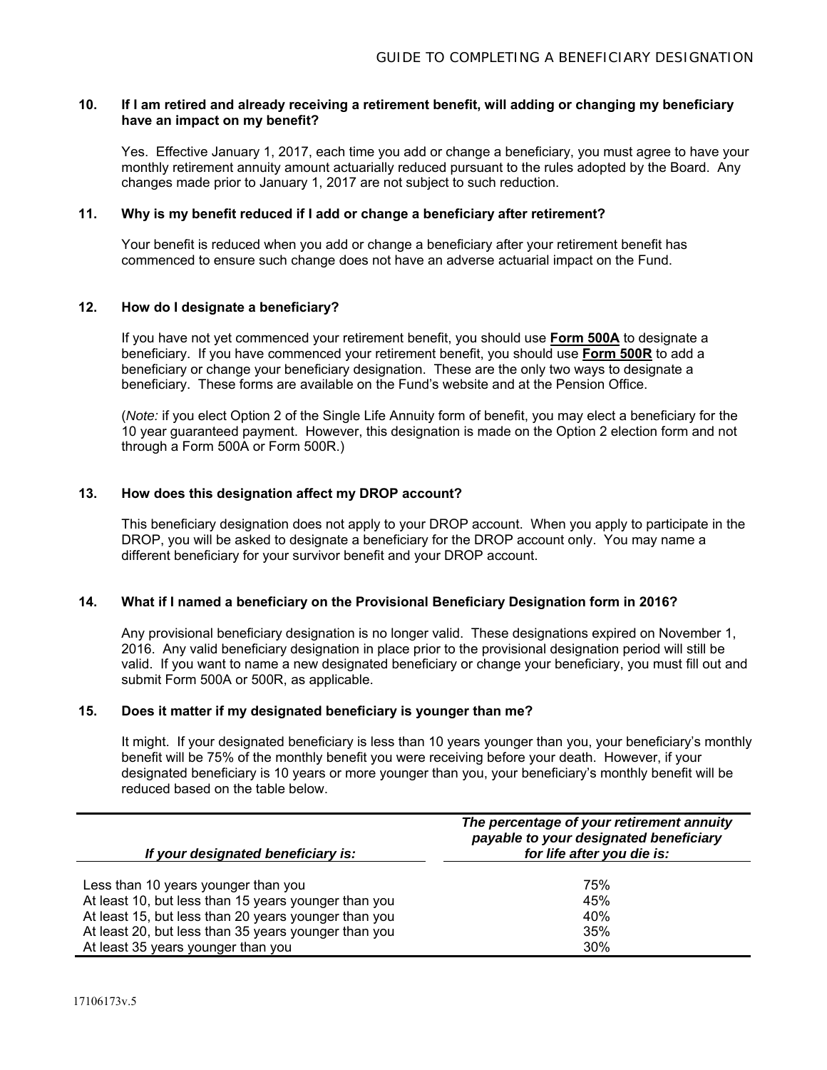**10. If I am retired and already receiving a retirement benefit, will adding or changing my beneficiary have an impact on my benefit?**

Yes. Effective January 1, 2017, each time you add or change a beneficiary, you must agree to have your monthly retirement annuity amount actuarially reduced pursuant to the rules adopted by the Board. Any changes made prior to January 1, 2017 are not subject to such reduction.

**11. Why is my benefit reduced if I add or change a beneficiary after retirement?**

Your benefit is reduced when you add or change a beneficiary after your retirement benefit has commenced to ensure such change does not have an adverse actuarial impact on the Fund.

**12. How do I designate a beneficiary?**

If you have not yet commenced your retirement benefit, you should use **Form 500A** to designate a beneficiary. If you have commenced your retirement benefit, you should use **Form 500R** to add a beneficiary or change your beneficiary designation. These are the only two ways to designate a beneficiary. These forms are available on the Fund's website and at the Pension Office.

(*Note:* if you elect Option 2 of the Single Life Annuity form of benefit, you may elect a beneficiary for the 10 year guaranteed payment. However, this designation is made on the Option 2 election form and not through a Form 500A or Form 500R.)

**13. How does this designation affect my DROP account?**

This beneficiary designation does not apply to your DROP account. When you apply to participate in the DROP, you will be asked to designate a beneficiary for the DROP account only. You may name a different beneficiary for your survivor benefit and your DROP account.

**14. What if I named a beneficiary on the Provisional Beneficiary Designation form in 2016?**

Any provisional beneficiary designation is no longer valid. These designations expired on November 1, 2016. Any valid beneficiary designation in place prior to the provisional designation period will still be valid. If you want to name a new designated beneficiary or change your beneficiary, you must fill out and submit Form 500A or 500R, as applicable.

**15. Does it matter if my designated beneficiary is younger than me?**

It might. If your designated beneficiary is less than 10 years younger than you, your beneficiary's monthly benefit will be 75% of the monthly benefit you were receiving before your death. However, if your designated beneficiary is 10 years or more younger than you, your beneficiary's monthly benefit will be reduced based on the table below.

| *If your designated beneficiary is:* | *The percentage of your retirement annuity payable to your designated beneficiary for life after you die is:* |
|---|---|
| Less than 10 years younger than you | 75% |
| At least 10, but less than 15 years younger than you | 45% |
| At least 15, but less than 20 years younger than you | 40% |
| At least 20, but less than 35 years younger than you | 35% |
| At least 35 years younger than you | 30% |

17106173v.5